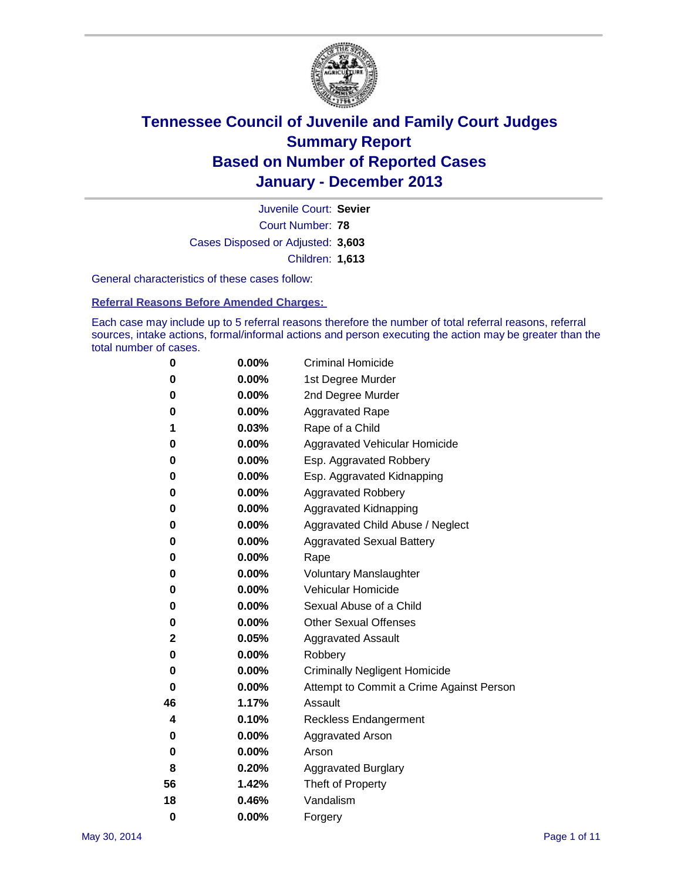# Tennessee Council of Juvenile and Family Court Judges
# Summary Report
# Based on Number of Reported Cases
# January - December 2013

| | |
|---|---|
| Juvenile Court: | **Sevier** |
| Court Number: | **78** |
| Cases Disposed or Adjusted: | **3,603** |
| Children: | **1,613** |

General characteristics of these cases follow:

**Referral Reasons Before Amended Charges:**

Each case may include up to 5 referral reasons therefore the number of total referral reasons, referral sources, intake actions, formal/informal actions and person executing the action may be greater than the total number of cases.

| Count | Percent | Referral Reason |
|---|---|---|
| 0 | 0.00% | Criminal Homicide |
| 0 | 0.00% | 1st Degree Murder |
| 0 | 0.00% | 2nd Degree Murder |
| 0 | 0.00% | Aggravated Rape |
| 1 | 0.03% | Rape of a Child |
| 0 | 0.00% | Aggravated Vehicular Homicide |
| 0 | 0.00% | Esp. Aggravated Robbery |
| 0 | 0.00% | Esp. Aggravated Kidnapping |
| 0 | 0.00% | Aggravated Robbery |
| 0 | 0.00% | Aggravated Kidnapping |
| 0 | 0.00% | Aggravated Child Abuse / Neglect |
| 0 | 0.00% | Aggravated Sexual Battery |
| 0 | 0.00% | Rape |
| 0 | 0.00% | Voluntary Manslaughter |
| 0 | 0.00% | Vehicular Homicide |
| 0 | 0.00% | Sexual Abuse of a Child |
| 0 | 0.00% | Other Sexual Offenses |
| 2 | 0.05% | Aggravated Assault |
| 0 | 0.00% | Robbery |
| 0 | 0.00% | Criminally Negligent Homicide |
| 0 | 0.00% | Attempt to Commit a Crime Against Person |
| 46 | 1.17% | Assault |
| 4 | 0.10% | Reckless Endangerment |
| 0 | 0.00% | Aggravated Arson |
| 0 | 0.00% | Arson |
| 8 | 0.20% | Aggravated Burglary |
| 56 | 1.42% | Theft of Property |
| 18 | 0.46% | Vandalism |
| 0 | 0.00% | Forgery |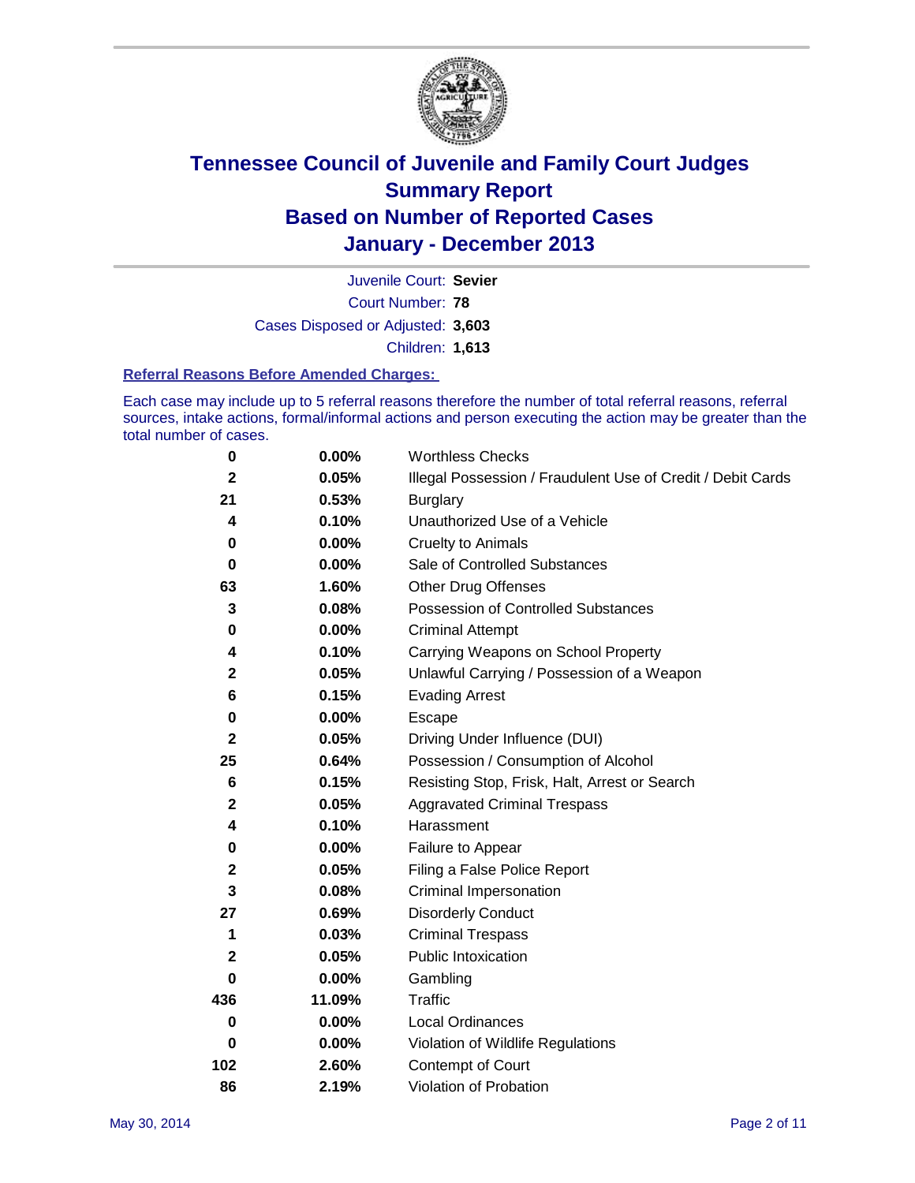# Tennessee Council of Juvenile and Family Court Judges
## Summary Report
## Based on Number of Reported Cases
## January - December 2013

Juvenile Court: **Sevier**
Court Number: **78**
Cases Disposed or Adjusted: **3,603**
Children: **1,613**

### Referral Reasons Before Amended Charges:

Each case may include up to 5 referral reasons therefore the number of total referral reasons, referral sources, intake actions, formal/informal actions and person executing the action may be greater than the total number of cases.

| Count | Percent | Referral Reason |
|---|---|---|
| 0 | 0.00% | Worthless Checks |
| 2 | 0.05% | Illegal Possession / Fraudulent Use of Credit / Debit Cards |
| 21 | 0.53% | Burglary |
| 4 | 0.10% | Unauthorized Use of a Vehicle |
| 0 | 0.00% | Cruelty to Animals |
| 0 | 0.00% | Sale of Controlled Substances |
| 63 | 1.60% | Other Drug Offenses |
| 3 | 0.08% | Possession of Controlled Substances |
| 0 | 0.00% | Criminal Attempt |
| 4 | 0.10% | Carrying Weapons on School Property |
| 2 | 0.05% | Unlawful Carrying / Possession of a Weapon |
| 6 | 0.15% | Evading Arrest |
| 0 | 0.00% | Escape |
| 2 | 0.05% | Driving Under Influence (DUI) |
| 25 | 0.64% | Possession / Consumption of Alcohol |
| 6 | 0.15% | Resisting Stop, Frisk, Halt, Arrest or Search |
| 2 | 0.05% | Aggravated Criminal Trespass |
| 4 | 0.10% | Harassment |
| 0 | 0.00% | Failure to Appear |
| 2 | 0.05% | Filing a False Police Report |
| 3 | 0.08% | Criminal Impersonation |
| 27 | 0.69% | Disorderly Conduct |
| 1 | 0.03% | Criminal Trespass |
| 2 | 0.05% | Public Intoxication |
| 0 | 0.00% | Gambling |
| 436 | 11.09% | Traffic |
| 0 | 0.00% | Local Ordinances |
| 0 | 0.00% | Violation of Wildlife Regulations |
| 102 | 2.60% | Contempt of Court |
| 86 | 2.19% | Violation of Probation |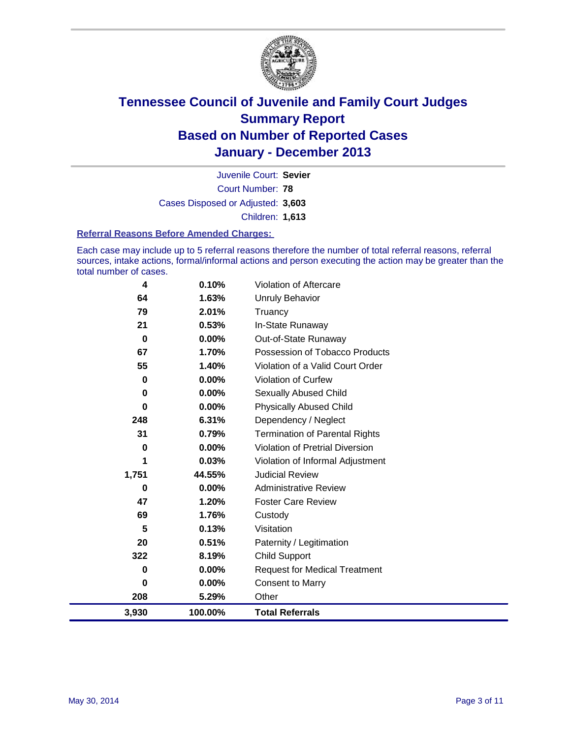# Tennessee Council of Juvenile and Family Court Judges
# Summary Report
# Based on Number of Reported Cases
# January - December 2013

Juvenile Court: **Sevier**

Court Number: **78**

Cases Disposed or Adjusted: **3,603**

Children: **1,613**

### Referral Reasons Before Amended Charges:

Each case may include up to 5 referral reasons therefore the number of total referral reasons, referral sources, intake actions, formal/informal actions and person executing the action may be greater than the total number of cases.

| Count | Percent | Referral Reason |
|---|---|---|
| 4 | 0.10% | Violation of Aftercare |
| 64 | 1.63% | Unruly Behavior |
| 79 | 2.01% | Truancy |
| 21 | 0.53% | In-State Runaway |
| 0 | 0.00% | Out-of-State Runaway |
| 67 | 1.70% | Possession of Tobacco Products |
| 55 | 1.40% | Violation of a Valid Court Order |
| 0 | 0.00% | Violation of Curfew |
| 0 | 0.00% | Sexually Abused Child |
| 0 | 0.00% | Physically Abused Child |
| 248 | 6.31% | Dependency / Neglect |
| 31 | 0.79% | Termination of Parental Rights |
| 0 | 0.00% | Violation of Pretrial Diversion |
| 1 | 0.03% | Violation of Informal Adjustment |
| 1,751 | 44.55% | Judicial Review |
| 0 | 0.00% | Administrative Review |
| 47 | 1.20% | Foster Care Review |
| 69 | 1.76% | Custody |
| 5 | 0.13% | Visitation |
| 20 | 0.51% | Paternity / Legitimation |
| 322 | 8.19% | Child Support |
| 0 | 0.00% | Request for Medical Treatment |
| 0 | 0.00% | Consent to Marry |
| 208 | 5.29% | Other |
| **3,930** | **100.00%** | **Total Referrals** |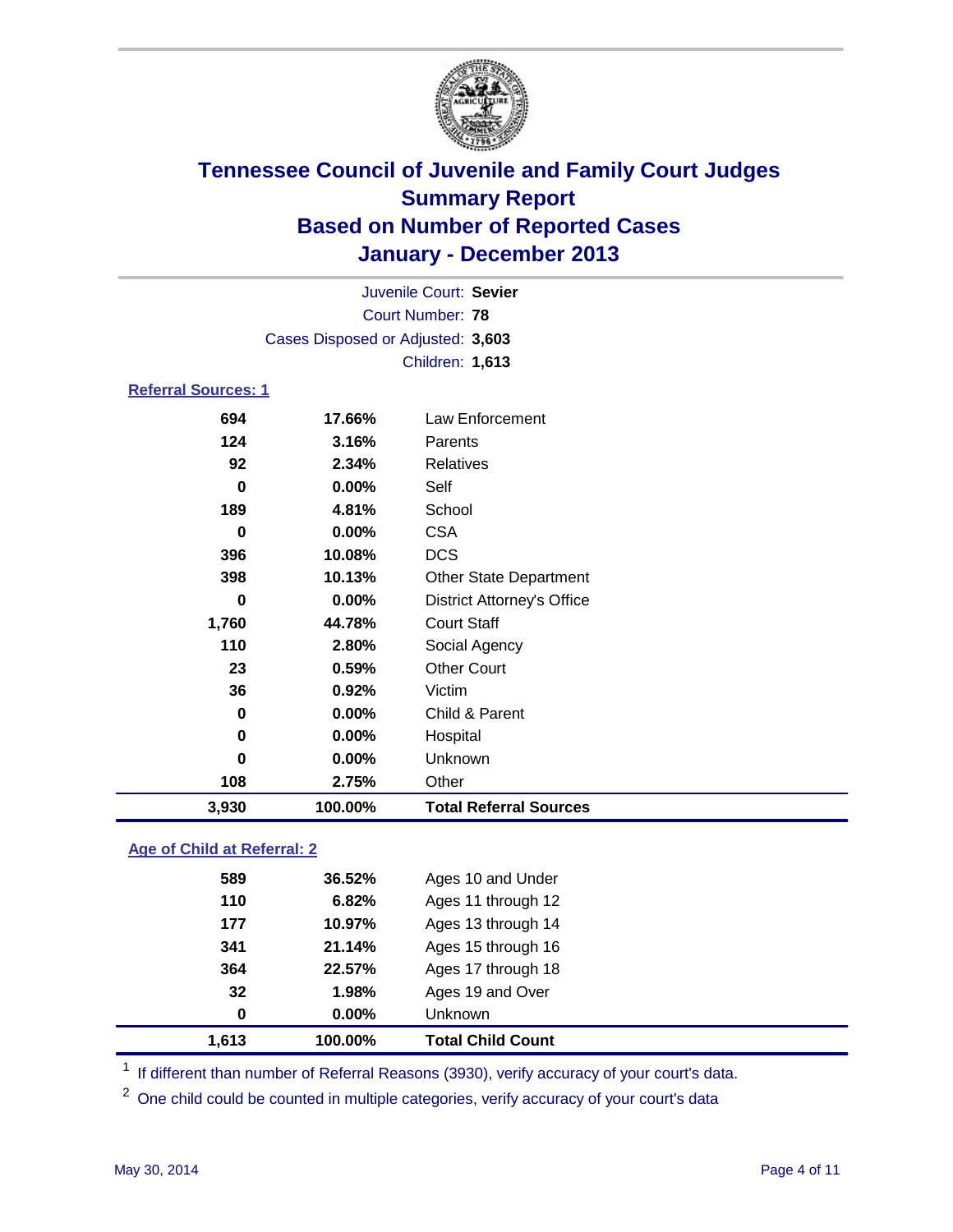# Tennessee Council of Juvenile and Family Court Judges
## Summary Report
## Based on Number of Reported Cases
## January - December 2013

Juvenile Court: **Sevier**
Court Number: **78**
Cases Disposed or Adjusted: **3,603**
Children: **1,613**

### Referral Sources: 1

| Count | Percent | Source |
|---|---|---|
| 694 | 17.66% | Law Enforcement |
| 124 | 3.16% | Parents |
| 92 | 2.34% | Relatives |
| 0 | 0.00% | Self |
| 189 | 4.81% | School |
| 0 | 0.00% | CSA |
| 396 | 10.08% | DCS |
| 398 | 10.13% | Other State Department |
| 0 | 0.00% | District Attorney's Office |
| 1,760 | 44.78% | Court Staff |
| 110 | 2.80% | Social Agency |
| 23 | 0.59% | Other Court |
| 36 | 0.92% | Victim |
| 0 | 0.00% | Child & Parent |
| 0 | 0.00% | Hospital |
| 0 | 0.00% | Unknown |
| 108 | 2.75% | Other |
| **3,930** | **100.00%** | **Total Referral Sources** |

### Age of Child at Referral: 2

| Count | Percent | Age |
|---|---|---|
| 589 | 36.52% | Ages 10 and Under |
| 110 | 6.82% | Ages 11 through 12 |
| 177 | 10.97% | Ages 13 through 14 |
| 341 | 21.14% | Ages 15 through 16 |
| 364 | 22.57% | Ages 17 through 18 |
| 32 | 1.98% | Ages 19 and Over |
| 0 | 0.00% | Unknown |
| **1,613** | **100.00%** | **Total Child Count** |

[1] If different than number of Referral Reasons (3930), verify accuracy of your court's data.

[2] One child could be counted in multiple categories, verify accuracy of your court's data

May 30, 2014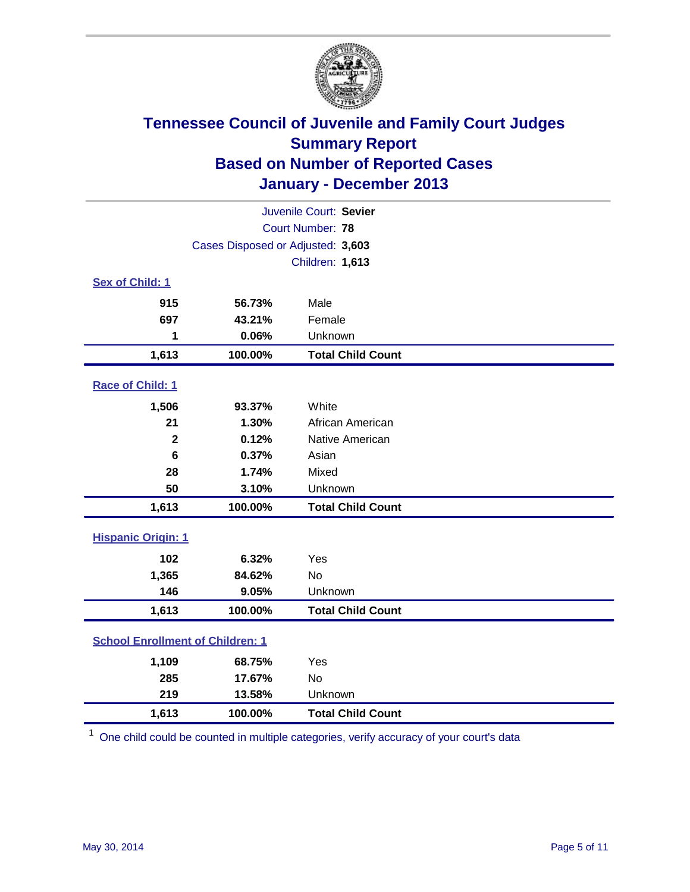# Tennessee Council of Juvenile and Family Court Judges
## Summary Report
## Based on Number of Reported Cases
## January - December 2013

Juvenile Court: **Sevier**
Court Number: **78**
Cases Disposed or Adjusted: **3,603**
Children: **1,613**

### Sex of Child: 1

| | | |
|---|---|---|
| 915 | 56.73% | Male |
| 697 | 43.21% | Female |
| 1 | 0.06% | Unknown |
| **1,613** | **100.00%** | **Total Child Count** |

### Race of Child: 1

| | | |
|---|---|---|
| 1,506 | 93.37% | White |
| 21 | 1.30% | African American |
| 2 | 0.12% | Native American |
| 6 | 0.37% | Asian |
| 28 | 1.74% | Mixed |
| 50 | 3.10% | Unknown |
| **1,613** | **100.00%** | **Total Child Count** |

### Hispanic Origin: 1

| | | |
|---|---|---|
| 102 | 6.32% | Yes |
| 1,365 | 84.62% | No |
| 146 | 9.05% | Unknown |
| **1,613** | **100.00%** | **Total Child Count** |

### School Enrollment of Children: 1

| | | |
|---|---|---|
| 1,109 | 68.75% | Yes |
| 285 | 17.67% | No |
| 219 | 13.58% | Unknown |
| **1,613** | **100.00%** | **Total Child Count** |

[1] One child could be counted in multiple categories, verify accuracy of your court's data

May 30, 2014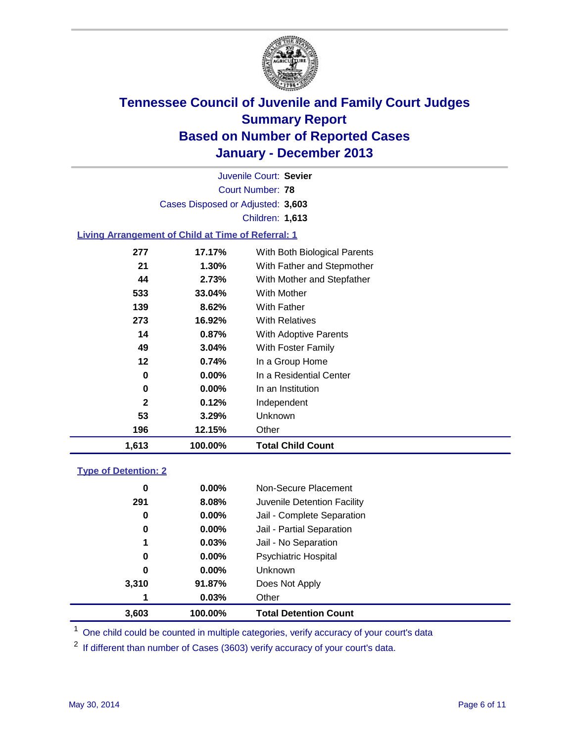# Tennessee Council of Juvenile and Family Court Judges
## Summary Report
## Based on Number of Reported Cases
## January - December 2013

Juvenile Court: **Sevier**
Court Number: **78**
Cases Disposed or Adjusted: **3,603**
Children: **1,613**

### Living Arrangement of Child at Time of Referral: 1

| Count | Percent | Category |
|---|---|---|
| 277 | 17.17% | With Both Biological Parents |
| 21 | 1.30% | With Father and Stepmother |
| 44 | 2.73% | With Mother and Stepfather |
| 533 | 33.04% | With Mother |
| 139 | 8.62% | With Father |
| 273 | 16.92% | With Relatives |
| 14 | 0.87% | With Adoptive Parents |
| 49 | 3.04% | With Foster Family |
| 12 | 0.74% | In a Group Home |
| 0 | 0.00% | In a Residential Center |
| 0 | 0.00% | In an Institution |
| 2 | 0.12% | Independent |
| 53 | 3.29% | Unknown |
| 196 | 12.15% | Other |
| **1,613** | **100.00%** | **Total Child Count** |

### Type of Detention: 2

| Count | Percent | Category |
|---|---|---|
| 0 | 0.00% | Non-Secure Placement |
| 291 | 8.08% | Juvenile Detention Facility |
| 0 | 0.00% | Jail - Complete Separation |
| 0 | 0.00% | Jail - Partial Separation |
| 1 | 0.03% | Jail - No Separation |
| 0 | 0.00% | Psychiatric Hospital |
| 0 | 0.00% | Unknown |
| 3,310 | 91.87% | Does Not Apply |
| 1 | 0.03% | Other |
| **3,603** | **100.00%** | **Total Detention Count** |

[1] One child could be counted in multiple categories, verify accuracy of your court's data

[2] If different than number of Cases (3603) verify accuracy of your court's data.

May 30, 2014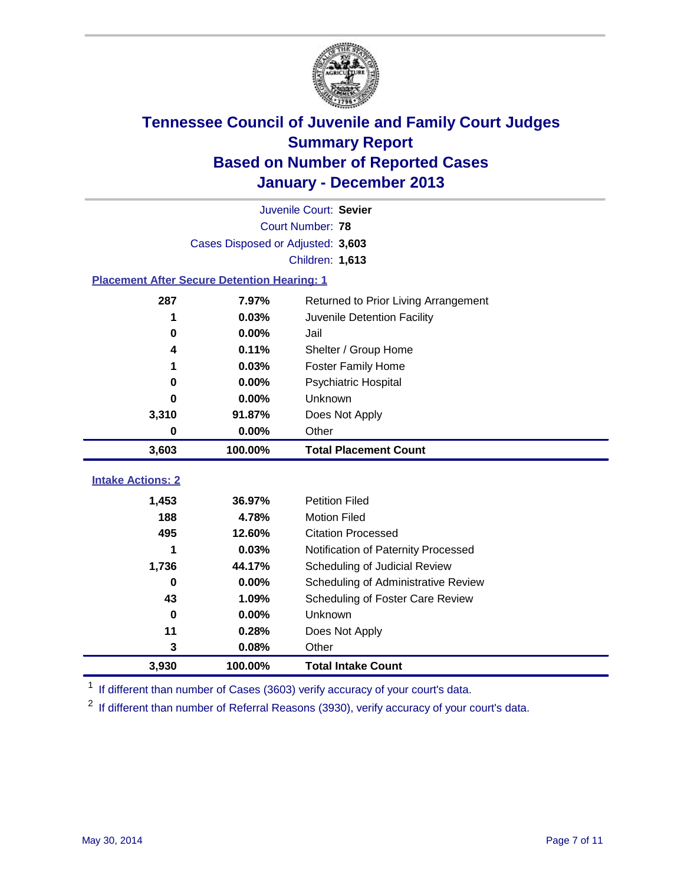# Tennessee Council of Juvenile and Family Court Judges
## Summary Report
## Based on Number of Reported Cases
## January - December 2013

Juvenile Court: **Sevier**

Court Number: **78**

Cases Disposed or Adjusted: **3,603**

Children: **1,613**

### Placement After Secure Detention Hearing: 1

| Count | Percent | Placement |
|---|---|---|
| 287 | 7.97% | Returned to Prior Living Arrangement |
| 1 | 0.03% | Juvenile Detention Facility |
| 0 | 0.00% | Jail |
| 4 | 0.11% | Shelter / Group Home |
| 1 | 0.03% | Foster Family Home |
| 0 | 0.00% | Psychiatric Hospital |
| 0 | 0.00% | Unknown |
| 3,310 | 91.87% | Does Not Apply |
| 0 | 0.00% | Other |
| **3,603** | **100.00%** | **Total Placement Count** |

### Intake Actions: 2

| Count | Percent | Intake Action |
|---|---|---|
| 1,453 | 36.97% | Petition Filed |
| 188 | 4.78% | Motion Filed |
| 495 | 12.60% | Citation Processed |
| 1 | 0.03% | Notification of Paternity Processed |
| 1,736 | 44.17% | Scheduling of Judicial Review |
| 0 | 0.00% | Scheduling of Administrative Review |
| 43 | 1.09% | Scheduling of Foster Care Review |
| 0 | 0.00% | Unknown |
| 11 | 0.28% | Does Not Apply |
| 3 | 0.08% | Other |
| **3,930** | **100.00%** | **Total Intake Count** |

[1] If different than number of Cases (3603) verify accuracy of your court's data.

[2] If different than number of Referral Reasons (3930), verify accuracy of your court's data.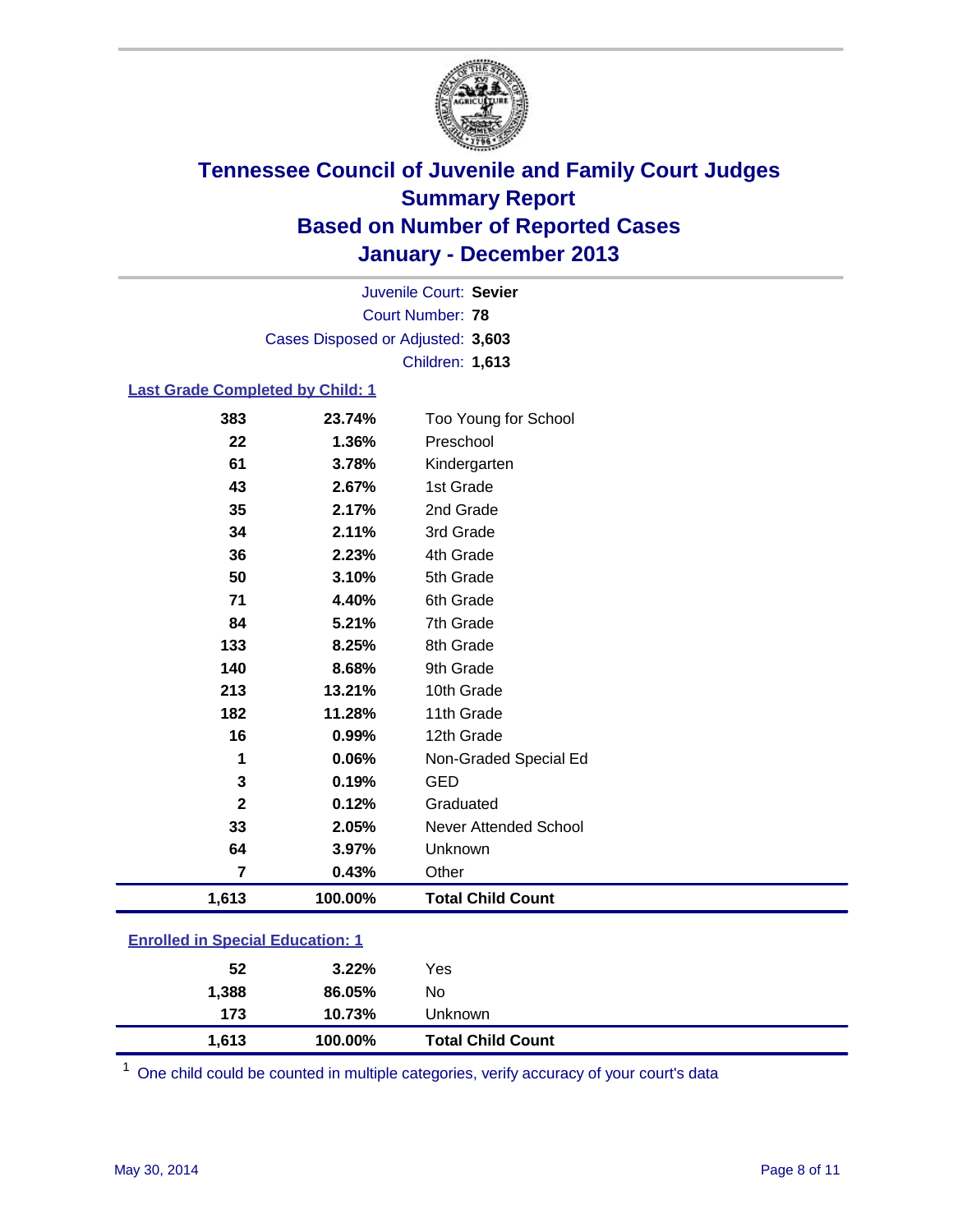# Tennessee Council of Juvenile and Family Court Judges
## Summary Report
## Based on Number of Reported Cases
## January - December 2013

Juvenile Court: **Sevier**
Court Number: **78**
Cases Disposed or Adjusted: **3,603**
Children: **1,613**

### Last Grade Completed by Child: 1

| Count | Percent | Category |
|---|---|---|
| 383 | 23.74% | Too Young for School |
| 22 | 1.36% | Preschool |
| 61 | 3.78% | Kindergarten |
| 43 | 2.67% | 1st Grade |
| 35 | 2.17% | 2nd Grade |
| 34 | 2.11% | 3rd Grade |
| 36 | 2.23% | 4th Grade |
| 50 | 3.10% | 5th Grade |
| 71 | 4.40% | 6th Grade |
| 84 | 5.21% | 7th Grade |
| 133 | 8.25% | 8th Grade |
| 140 | 8.68% | 9th Grade |
| 213 | 13.21% | 10th Grade |
| 182 | 11.28% | 11th Grade |
| 16 | 0.99% | 12th Grade |
| 1 | 0.06% | Non-Graded Special Ed |
| 3 | 0.19% | GED |
| 2 | 0.12% | Graduated |
| 33 | 2.05% | Never Attended School |
| 64 | 3.97% | Unknown |
| 7 | 0.43% | Other |
| **1,613** | **100.00%** | **Total Child Count** |

### Enrolled in Special Education: 1

| Count | Percent | Category |
|---|---|---|
| 52 | 3.22% | Yes |
| 1,388 | 86.05% | No |
| 173 | 10.73% | Unknown |
| **1,613** | **100.00%** | **Total Child Count** |

[1] One child could be counted in multiple categories, verify accuracy of your court's data

May 30, 2014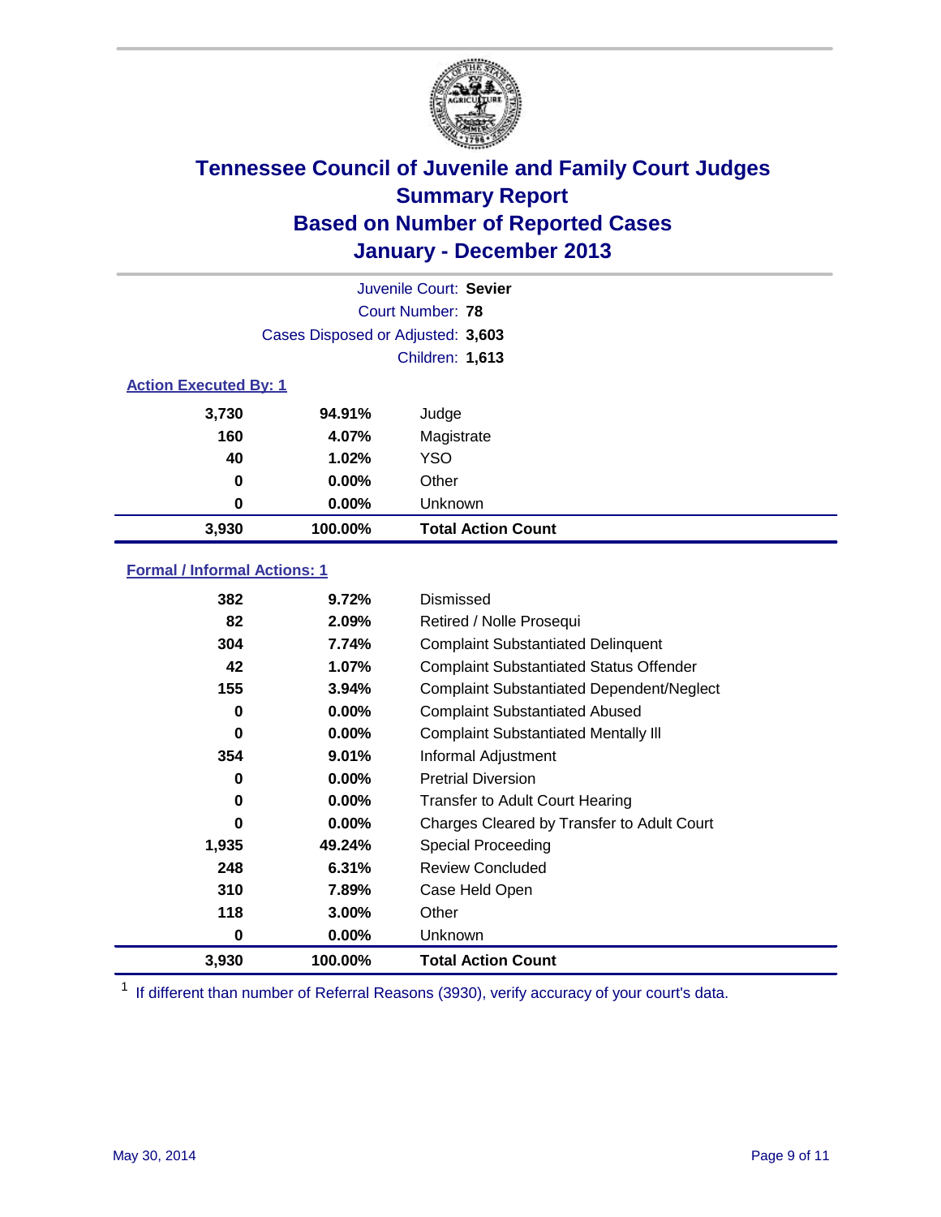# Tennessee Council of Juvenile and Family Court Judges
## Summary Report
## Based on Number of Reported Cases
## January - December 2013

Juvenile Court: **Sevier**

Court Number: **78**

Cases Disposed or Adjusted: **3,603**

Children: **1,613**

### Action Executed By: 1

| | | |
|---|---|---|
| 3,730 | 94.91% | Judge |
| 160 | 4.07% | Magistrate |
| 40 | 1.02% | YSO |
| 0 | 0.00% | Other |
| 0 | 0.00% | Unknown |
| **3,930** | **100.00%** | **Total Action Count** |

### Formal / Informal Actions: 1

| | | |
|---|---|---|
| 382 | 9.72% | Dismissed |
| 82 | 2.09% | Retired / Nolle Prosequi |
| 304 | 7.74% | Complaint Substantiated Delinquent |
| 42 | 1.07% | Complaint Substantiated Status Offender |
| 155 | 3.94% | Complaint Substantiated Dependent/Neglect |
| 0 | 0.00% | Complaint Substantiated Abused |
| 0 | 0.00% | Complaint Substantiated Mentally Ill |
| 354 | 9.01% | Informal Adjustment |
| 0 | 0.00% | Pretrial Diversion |
| 0 | 0.00% | Transfer to Adult Court Hearing |
| 0 | 0.00% | Charges Cleared by Transfer to Adult Court |
| 1,935 | 49.24% | Special Proceeding |
| 248 | 6.31% | Review Concluded |
| 310 | 7.89% | Case Held Open |
| 118 | 3.00% | Other |
| 0 | 0.00% | Unknown |
| **3,930** | **100.00%** | **Total Action Count** |

[1] If different than number of Referral Reasons (3930), verify accuracy of your court's data.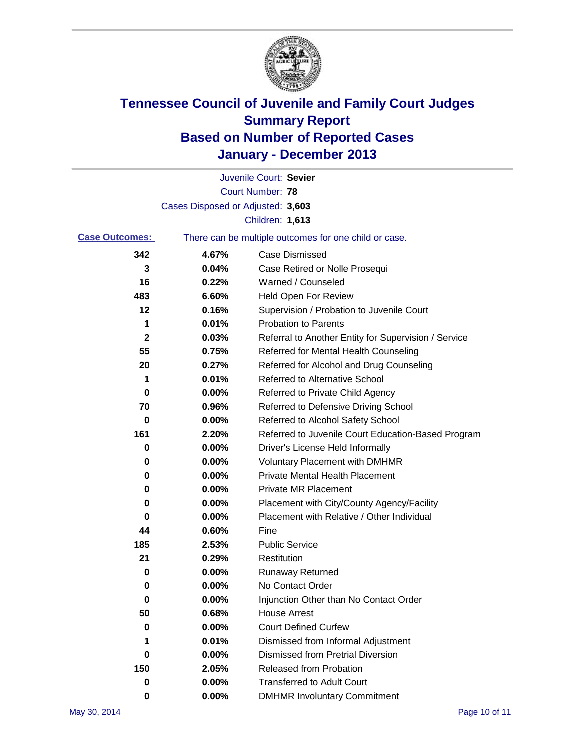# Tennessee Council of Juvenile and Family Court Judges
# Summary Report
# Based on Number of Reported Cases
# January - December 2013

Juvenile Court: **Sevier**
Court Number: **78**
Cases Disposed or Adjusted: **3,603**
Children: **1,613**

**Case Outcomes:** There can be multiple outcomes for one child or case.

| | | |
|---|---|---|
| 342 | 4.67% | Case Dismissed |
| 3 | 0.04% | Case Retired or Nolle Prosequi |
| 16 | 0.22% | Warned / Counseled |
| 483 | 6.60% | Held Open For Review |
| 12 | 0.16% | Supervision / Probation to Juvenile Court |
| 1 | 0.01% | Probation to Parents |
| 2 | 0.03% | Referral to Another Entity for Supervision / Service |
| 55 | 0.75% | Referred for Mental Health Counseling |
| 20 | 0.27% | Referred for Alcohol and Drug Counseling |
| 1 | 0.01% | Referred to Alternative School |
| 0 | 0.00% | Referred to Private Child Agency |
| 70 | 0.96% | Referred to Defensive Driving School |
| 0 | 0.00% | Referred to Alcohol Safety School |
| 161 | 2.20% | Referred to Juvenile Court Education-Based Program |
| 0 | 0.00% | Driver's License Held Informally |
| 0 | 0.00% | Voluntary Placement with DMHMR |
| 0 | 0.00% | Private Mental Health Placement |
| 0 | 0.00% | Private MR Placement |
| 0 | 0.00% | Placement with City/County Agency/Facility |
| 0 | 0.00% | Placement with Relative / Other Individual |
| 44 | 0.60% | Fine |
| 185 | 2.53% | Public Service |
| 21 | 0.29% | Restitution |
| 0 | 0.00% | Runaway Returned |
| 0 | 0.00% | No Contact Order |
| 0 | 0.00% | Injunction Other than No Contact Order |
| 50 | 0.68% | House Arrest |
| 0 | 0.00% | Court Defined Curfew |
| 1 | 0.01% | Dismissed from Informal Adjustment |
| 0 | 0.00% | Dismissed from Pretrial Diversion |
| 150 | 2.05% | Released from Probation |
| 0 | 0.00% | Transferred to Adult Court |
| 0 | 0.00% | DMHMR Involuntary Commitment |

May 30, 2014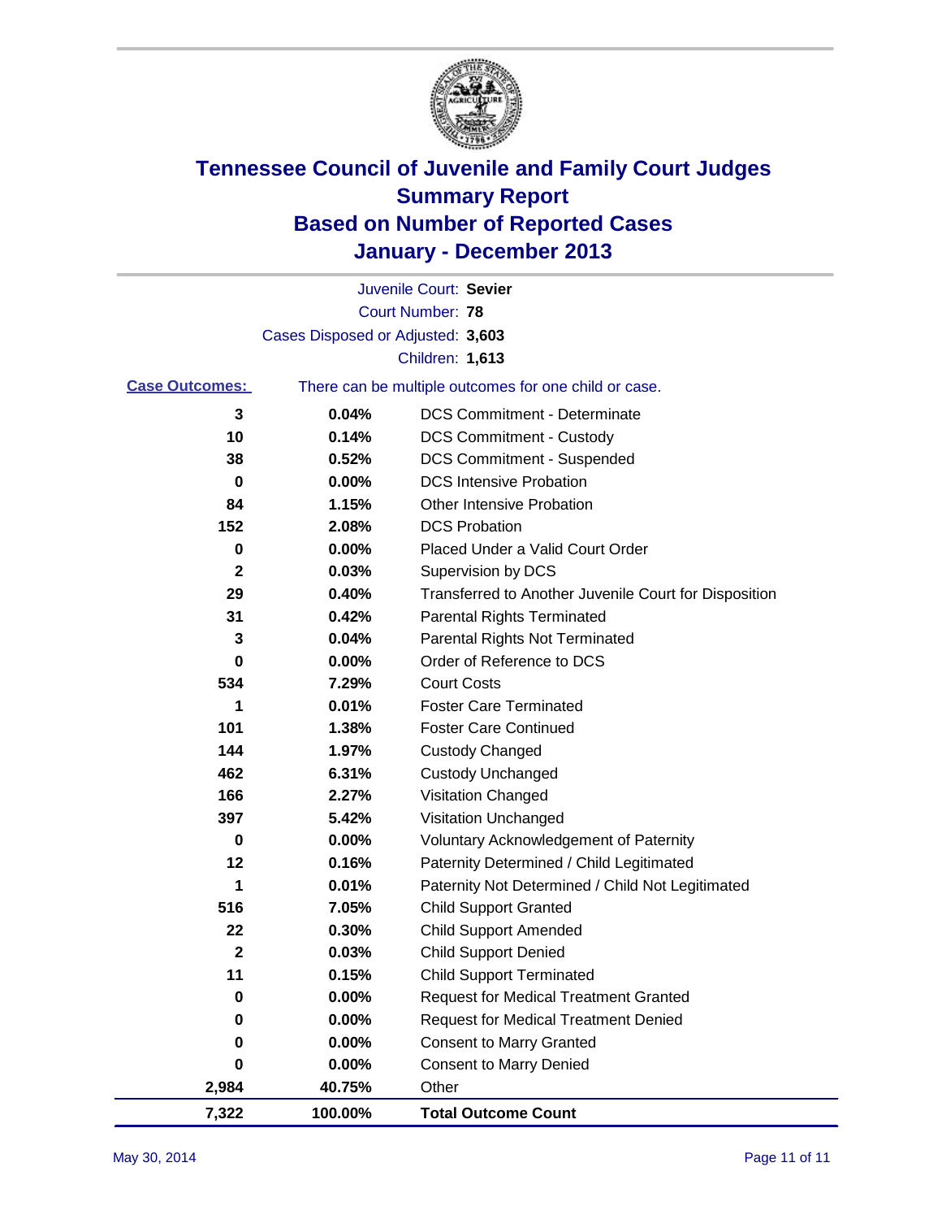# Tennessee Council of Juvenile and Family Court Judges
# Summary Report
# Based on Number of Reported Cases
# January - December 2013

Juvenile Court: **Sevier**

Court Number: **78**

Cases Disposed or Adjusted: **3,603**

Children: **1,613**

**Case Outcomes:** There can be multiple outcomes for one child or case.

| | | |
|---|---|---|
| 3 | 0.04% | DCS Commitment - Determinate |
| 10 | 0.14% | DCS Commitment - Custody |
| 38 | 0.52% | DCS Commitment - Suspended |
| 0 | 0.00% | DCS Intensive Probation |
| 84 | 1.15% | Other Intensive Probation |
| 152 | 2.08% | DCS Probation |
| 0 | 0.00% | Placed Under a Valid Court Order |
| 2 | 0.03% | Supervision by DCS |
| 29 | 0.40% | Transferred to Another Juvenile Court for Disposition |
| 31 | 0.42% | Parental Rights Terminated |
| 3 | 0.04% | Parental Rights Not Terminated |
| 0 | 0.00% | Order of Reference to DCS |
| 534 | 7.29% | Court Costs |
| 1 | 0.01% | Foster Care Terminated |
| 101 | 1.38% | Foster Care Continued |
| 144 | 1.97% | Custody Changed |
| 462 | 6.31% | Custody Unchanged |
| 166 | 2.27% | Visitation Changed |
| 397 | 5.42% | Visitation Unchanged |
| 0 | 0.00% | Voluntary Acknowledgement of Paternity |
| 12 | 0.16% | Paternity Determined / Child Legitimated |
| 1 | 0.01% | Paternity Not Determined / Child Not Legitimated |
| 516 | 7.05% | Child Support Granted |
| 22 | 0.30% | Child Support Amended |
| 2 | 0.03% | Child Support Denied |
| 11 | 0.15% | Child Support Terminated |
| 0 | 0.00% | Request for Medical Treatment Granted |
| 0 | 0.00% | Request for Medical Treatment Denied |
| 0 | 0.00% | Consent to Marry Granted |
| 0 | 0.00% | Consent to Marry Denied |
| 2,984 | 40.75% | Other |
| **7,322** | **100.00%** | **Total Outcome Count** |